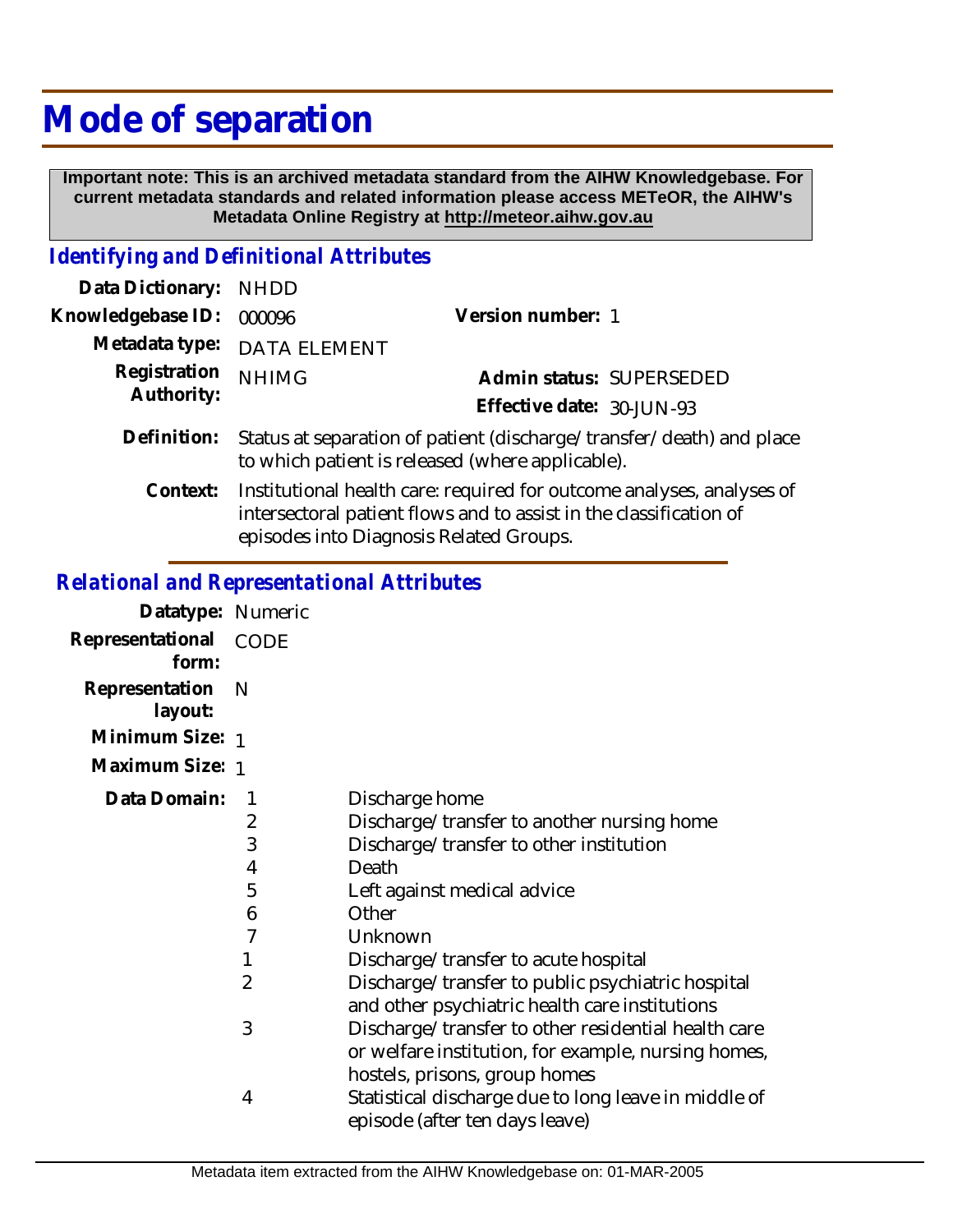# Mode of separation

**Important note: This is an archived metadata standard from the AIHW Knowledgebase. For current metadata standards and related information please access METeOR, the AIHW's Metadata Online Registry at http://meteor.aihw.gov.au**

## *Identifying and Definitional Attributes*

| | | | |
|---|---|---|---|
| **Data Dictionary:** | NHDD | | |
| **Knowledgebase ID:** | 000096 | **Version number:** | 1 |
| **Metadata type:** | DATA ELEMENT | | |
| **Registration Authority:** | NHIMG | **Admin status:** | SUPERSEDED |
| | | **Effective date:** | 30-JUN-93 |

**Definition:** Status at separation of patient (discharge/transfer/death) and place to which patient is released (where applicable).

**Context:** Institutional health care: required for outcome analyses, analyses of intersectoral patient flows and to assist in the classification of episodes into Diagnosis Related Groups.

## *Relational and Representational Attributes*

**Datatype:** Numeric

**Representational form:** CODE

**Representation layout:** N

**Minimum Size:** 1

**Maximum Size:** 1

**Data Domain:**

| Code | Description |
|---|---|
| 1 | Discharge home |
| 2 | Discharge/transfer to another nursing home |
| 3 | Discharge/transfer to other institution |
| 4 | Death |
| 5 | Left against medical advice |
| 6 | Other |
| 7 | Unknown |
| 1 | Discharge/transfer to acute hospital |
| 2 | Discharge/transfer to public psychiatric hospital and other psychiatric health care institutions |
| 3 | Discharge/transfer to other residential health care or welfare institution, for example, nursing homes, hostels, prisons, group homes |
| 4 | Statistical discharge due to long leave in middle of episode (after ten days leave) |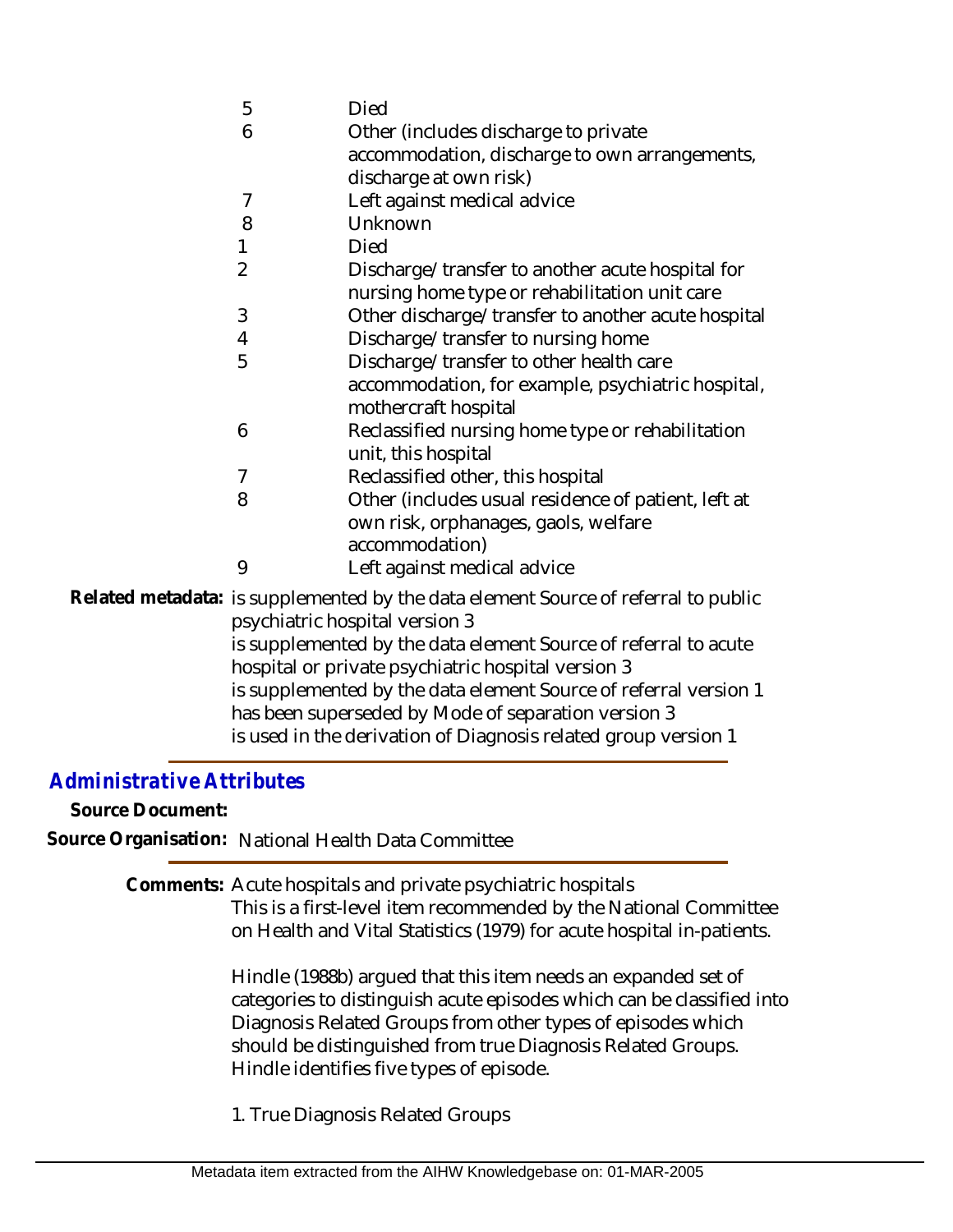| | |
|---|---|
| 5 | Died |
| 6 | Other (includes discharge to private accommodation, discharge to own arrangements, discharge at own risk) |
| 7 | Left against medical advice |
| 8 | Unknown |
| 1 | Died |
| 2 | Discharge/transfer to another acute hospital for nursing home type or rehabilitation unit care |
| 3 | Other discharge/transfer to another acute hospital |
| 4 | Discharge/transfer to nursing home |
| 5 | Discharge/transfer to other health care accommodation, for example, psychiatric hospital, mothercraft hospital |
| 6 | Reclassified nursing home type or rehabilitation unit, this hospital |
| 7 | Reclassified other, this hospital |
| 8 | Other (includes usual residence of patient, left at own risk, orphanages, gaols, welfare accommodation) |
| 9 | Left against medical advice |

**Related metadata:** is supplemented by the data element Source of referral to public psychiatric hospital version 3
is supplemented by the data element Source of referral to acute hospital or private psychiatric hospital version 3
is supplemented by the data element Source of referral version 1
has been superseded by Mode of separation version 3
is used in the derivation of Diagnosis related group version 1

## *Administrative Attributes*

**Source Document:**

**Source Organisation:** National Health Data Committee

**Comments:** Acute hospitals and private psychiatric hospitals
This is a first-level item recommended by the National Committee on Health and Vital Statistics (1979) for acute hospital in-patients.

Hindle (1988b) argued that this item needs an expanded set of categories to distinguish acute episodes which can be classified into Diagnosis Related Groups from other types of episodes which should be distinguished from true Diagnosis Related Groups. Hindle identifies five types of episode.

1. True Diagnosis Related Groups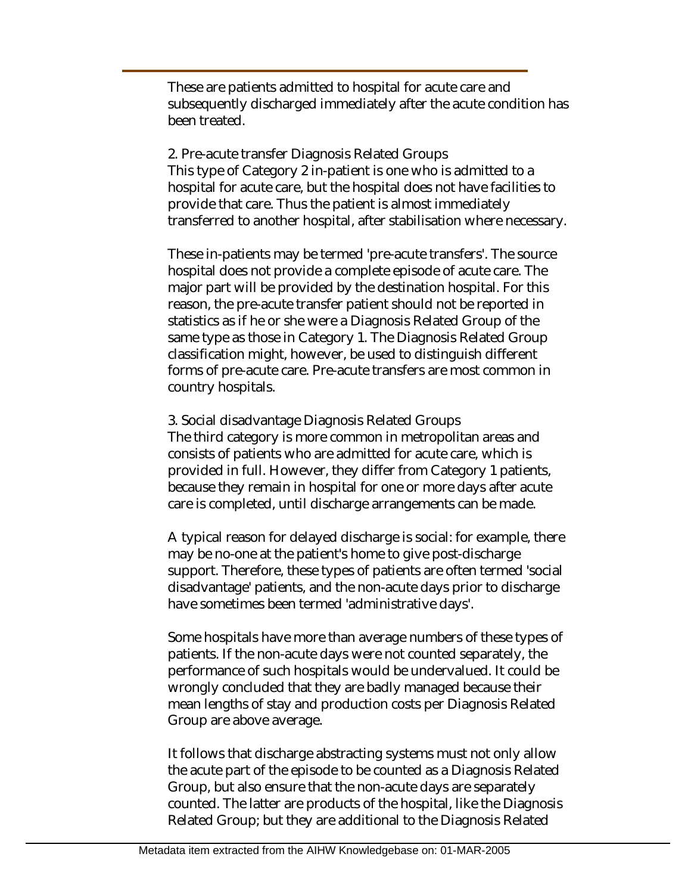These are patients admitted to hospital for acute care and subsequently discharged immediately after the acute condition has been treated.

2. Pre-acute transfer Diagnosis Related Groups
This type of Category 2 in-patient is one who is admitted to a hospital for acute care, but the hospital does not have facilities to provide that care. Thus the patient is almost immediately transferred to another hospital, after stabilisation where necessary.

These in-patients may be termed 'pre-acute transfers'. The source hospital does not provide a complete episode of acute care. The major part will be provided by the destination hospital. For this reason, the pre-acute transfer patient should not be reported in statistics as if he or she were a Diagnosis Related Group of the same type as those in Category 1. The Diagnosis Related Group classification might, however, be used to distinguish different forms of pre-acute care. Pre-acute transfers are most common in country hospitals.

3. Social disadvantage Diagnosis Related Groups
The third category is more common in metropolitan areas and consists of patients who are admitted for acute care, which is provided in full. However, they differ from Category 1 patients, because they remain in hospital for one or more days after acute care is completed, until discharge arrangements can be made.

A typical reason for delayed discharge is social: for example, there may be no-one at the patient's home to give post-discharge support. Therefore, these types of patients are often termed 'social disadvantage' patients, and the non-acute days prior to discharge have sometimes been termed 'administrative days'.

Some hospitals have more than average numbers of these types of patients. If the non-acute days were not counted separately, the performance of such hospitals would be undervalued. It could be wrongly concluded that they are badly managed because their mean lengths of stay and production costs per Diagnosis Related Group are above average.

It follows that discharge abstracting systems must not only allow the acute part of the episode to be counted as a Diagnosis Related Group, but also ensure that the non-acute days are separately counted. The latter are products of the hospital, like the Diagnosis Related Group; but they are additional to the Diagnosis Related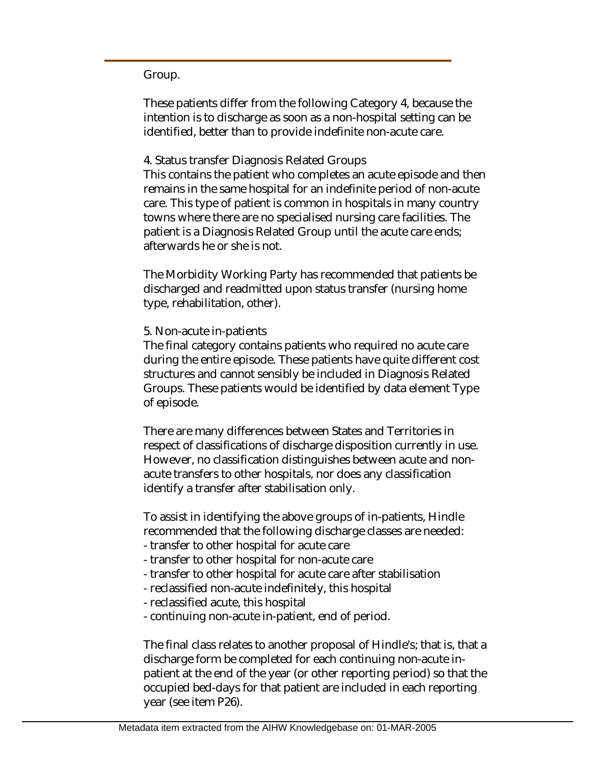Group.

These patients differ from the following Category 4, because the intention is to discharge as soon as a non-hospital setting can be identified, better than to provide indefinite non-acute care.

4. Status transfer Diagnosis Related Groups
This contains the patient who completes an acute episode and then remains in the same hospital for an indefinite period of non-acute care. This type of patient is common in hospitals in many country towns where there are no specialised nursing care facilities. The patient is a Diagnosis Related Group until the acute care ends; afterwards he or she is not.

The Morbidity Working Party has recommended that patients be discharged and readmitted upon status transfer (nursing home type, rehabilitation, other).

5. Non-acute in-patients
The final category contains patients who required no acute care during the entire episode. These patients have quite different cost structures and cannot sensibly be included in Diagnosis Related Groups. These patients would be identified by data element Type of episode.

There are many differences between States and Territories in respect of classifications of discharge disposition currently in use. However, no classification distinguishes between acute and non-acute transfers to other hospitals, nor does any classification identify a transfer after stabilisation only.

To assist in identifying the above groups of in-patients, Hindle recommended that the following discharge classes are needed:
- transfer to other hospital for acute care
- transfer to other hospital for non-acute care
- transfer to other hospital for acute care after stabilisation
- reclassified non-acute indefinitely, this hospital
- reclassified acute, this hospital
- continuing non-acute in-patient, end of period.

The final class relates to another proposal of Hindle's; that is, that a discharge form be completed for each continuing non-acute in-patient at the end of the year (or other reporting period) so that the occupied bed-days for that patient are included in each reporting year (see item P26).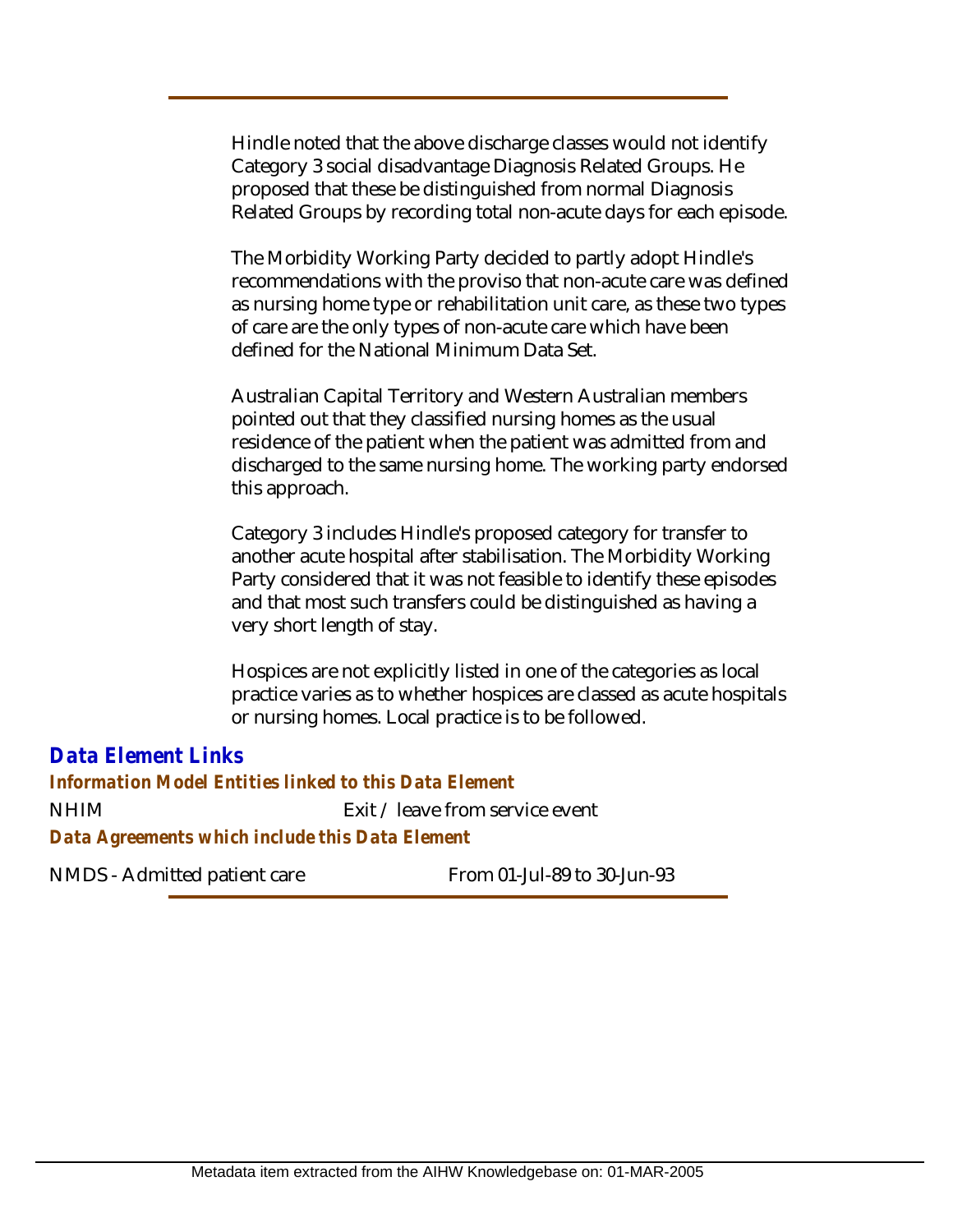Hindle noted that the above discharge classes would not identify Category 3 social disadvantage Diagnosis Related Groups. He proposed that these be distinguished from normal Diagnosis Related Groups by recording total non-acute days for each episode.

The Morbidity Working Party decided to partly adopt Hindle's recommendations with the proviso that non-acute care was defined as nursing home type or rehabilitation unit care, as these two types of care are the only types of non-acute care which have been defined for the National Minimum Data Set.

Australian Capital Territory and Western Australian members pointed out that they classified nursing homes as the usual residence of the patient when the patient was admitted from and discharged to the same nursing home. The working party endorsed this approach.

Category 3 includes Hindle's proposed category for transfer to another acute hospital after stabilisation. The Morbidity Working Party considered that it was not feasible to identify these episodes and that most such transfers could be distinguished as having a very short length of stay.

Hospices are not explicitly listed in one of the categories as local practice varies as to whether hospices are classed as acute hospitals or nursing homes. Local practice is to be followed.

## Data Element Links

### Information Model Entities linked to this Data Element

| | |
|---|---|
| NHIM | Exit / leave from service event |

### Data Agreements which include this Data Element

| | |
|---|---|
| NMDS - Admitted patient care | From 01-Jul-89 to 30-Jun-93 |